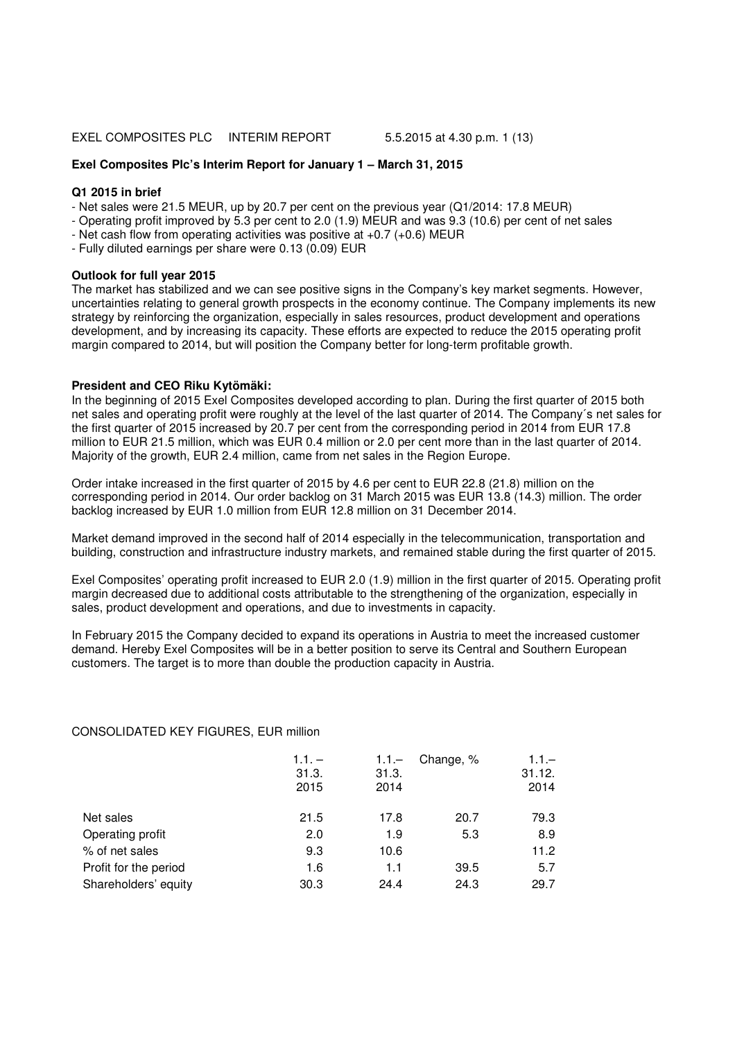# Exel Composites Plc's Interim Report for January 1 – March 31, 2015

## Q1 2015 in brief

- Net sales were 21.5 MEUR, up by 20.7 per cent on the previous year (Q1/2014: 17.8 MEUR)
- Operating profit improved by 5.3 per cent to 2.0 (1.9) MEUR and was 9.3 (10.6) per cent of net sales
- Net cash flow from operating activities was positive at +0.7 (+0.6) MEUR
- Fully diluted earnings per share were 0.13 (0.09) EUR

## Outlook for full year 2015

The market has stabilized and we can see positive signs in the Company's key market segments. However, uncertainties relating to general growth prospects in the economy continue. The Company implements its new strategy by reinforcing the organization, especially in sales resources, product development and operations development, and by increasing its capacity. These efforts are expected to reduce the 2015 operating profit margin compared to 2014, but will position the Company better for long-term profitable growth.

## President and CEO Riku Kytömäki:

In the beginning of 2015 Exel Composites developed according to plan. During the first quarter of 2015 both net sales and operating profit were roughly at the level of the last quarter of 2014. The Company´s net sales for the first quarter of 2015 increased by 20.7 per cent from the corresponding period in 2014 from EUR 17.8 million to EUR 21.5 million, which was EUR 0.4 million or 2.0 per cent more than in the last quarter of 2014. Majority of the growth, EUR 2.4 million, came from net sales in the Region Europe.

Order intake increased in the first quarter of 2015 by 4.6 per cent to EUR 22.8 (21.8) million on the corresponding period in 2014. Our order backlog on 31 March 2015 was EUR 13.8 (14.3) million. The order backlog increased by EUR 1.0 million from EUR 12.8 million on 31 December 2014.

Market demand improved in the second half of 2014 especially in the telecommunication, transportation and building, construction and infrastructure industry markets, and remained stable during the first quarter of 2015.

Exel Composites' operating profit increased to EUR 2.0 (1.9) million in the first quarter of 2015. Operating profit margin decreased due to additional costs attributable to the strengthening of the organization, especially in sales, product development and operations, and due to investments in capacity.

In February 2015 the Company decided to expand its operations in Austria to meet the increased customer demand. Hereby Exel Composites will be in a better position to serve its Central and Southern European customers. The target is to more than double the production capacity in Austria.

CONSOLIDATED KEY FIGURES, EUR million

| | 1.1. – 31.3. 2015 | 1.1.– 31.3. 2014 | Change, % | 1.1.– 31.12. 2014 |
|---|---|---|---|---|
| Net sales | 21.5 | 17.8 | 20.7 | 79.3 |
| Operating profit | 2.0 | 1.9 | 5.3 | 8.9 |
| % of net sales | 9.3 | 10.6 | | 11.2 |
| Profit for the period | 1.6 | 1.1 | 39.5 | 5.7 |
| Shareholders' equity | 30.3 | 24.4 | 24.3 | 29.7 |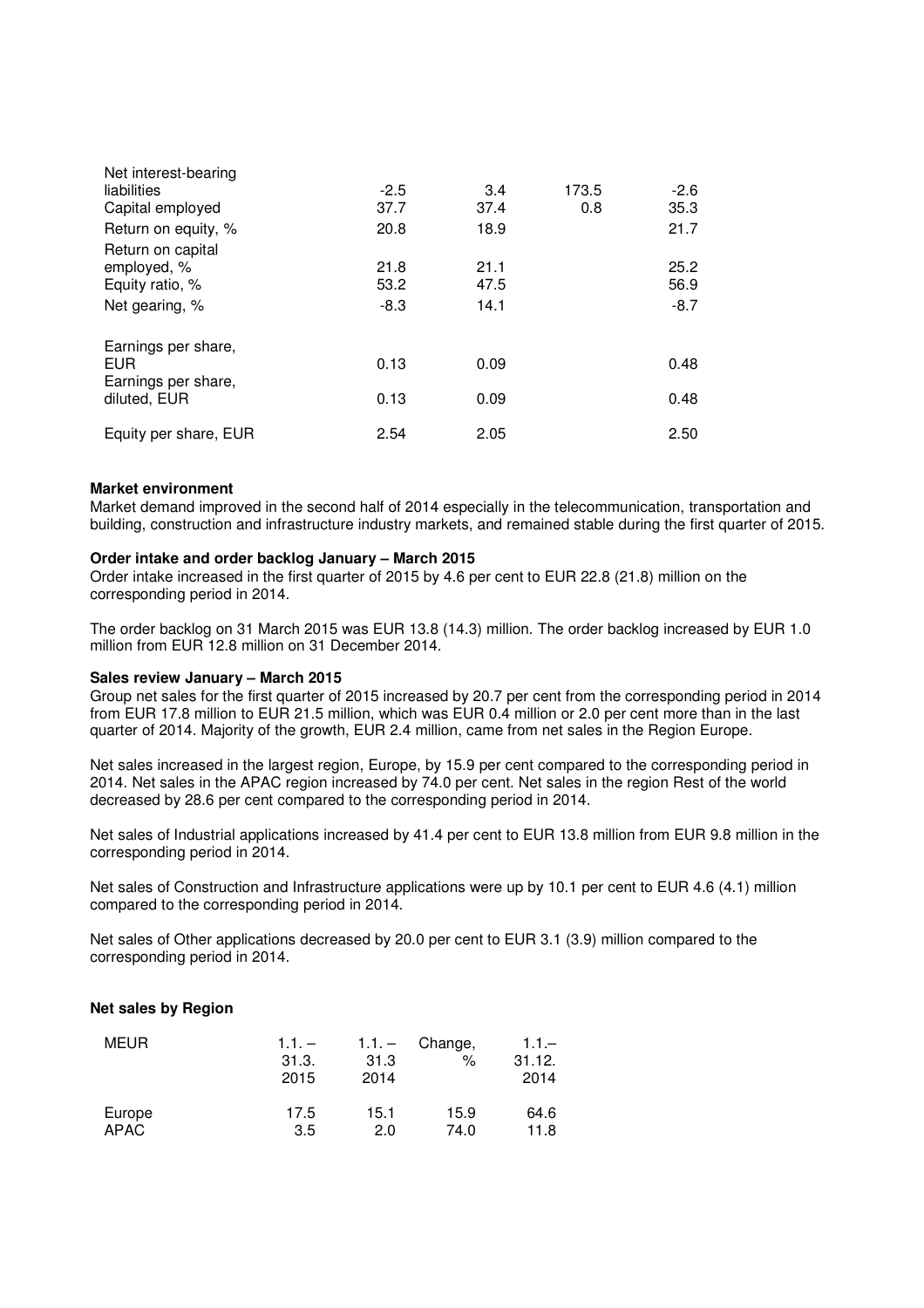| | | | | |
|---|---|---|---|---|
| Net interest-bearing liabilities | -2.5 | 3.4 | 173.5 | -2.6 |
| Capital employed | 37.7 | 37.4 | 0.8 | 35.3 |
| Return on equity, % | 20.8 | 18.9 | | 21.7 |
| Return on capital employed, % | 21.8 | 21.1 | | 25.2 |
| Equity ratio, % | 53.2 | 47.5 | | 56.9 |
| Net gearing, % | -8.3 | 14.1 | | -8.7 |
| | | | | |
| Earnings per share, EUR | 0.13 | 0.09 | | 0.48 |
| Earnings per share, diluted, EUR | 0.13 | 0.09 | | 0.48 |
| | | | | |
| Equity per share, EUR | 2.54 | 2.05 | | 2.50 |

**Market environment**

Market demand improved in the second half of 2014 especially in the telecommunication, transportation and building, construction and infrastructure industry markets, and remained stable during the first quarter of 2015.

**Order intake and order backlog January – March 2015**

Order intake increased in the first quarter of 2015 by 4.6 per cent to EUR 22.8 (21.8) million on the corresponding period in 2014.

The order backlog on 31 March 2015 was EUR 13.8 (14.3) million. The order backlog increased by EUR 1.0 million from EUR 12.8 million on 31 December 2014.

**Sales review January – March 2015**

Group net sales for the first quarter of 2015 increased by 20.7 per cent from the corresponding period in 2014 from EUR 17.8 million to EUR 21.5 million, which was EUR 0.4 million or 2.0 per cent more than in the last quarter of 2014. Majority of the growth, EUR 2.4 million, came from net sales in the Region Europe.

Net sales increased in the largest region, Europe, by 15.9 per cent compared to the corresponding period in 2014. Net sales in the APAC region increased by 74.0 per cent. Net sales in the region Rest of the world decreased by 28.6 per cent compared to the corresponding period in 2014.

Net sales of Industrial applications increased by 41.4 per cent to EUR 13.8 million from EUR 9.8 million in the corresponding period in 2014.

Net sales of Construction and Infrastructure applications were up by 10.1 per cent to EUR 4.6 (4.1) million compared to the corresponding period in 2014.

Net sales of Other applications decreased by 20.0 per cent to EUR 3.1 (3.9) million compared to the corresponding period in 2014.

**Net sales by Region**

| MEUR | 1.1. – 31.3. 2015 | 1.1. – 31.3 2014 | Change, % | 1.1.– 31.12. 2014 |
|---|---|---|---|---|
| Europe | 17.5 | 15.1 | 15.9 | 64.6 |
| APAC | 3.5 | 2.0 | 74.0 | 11.8 |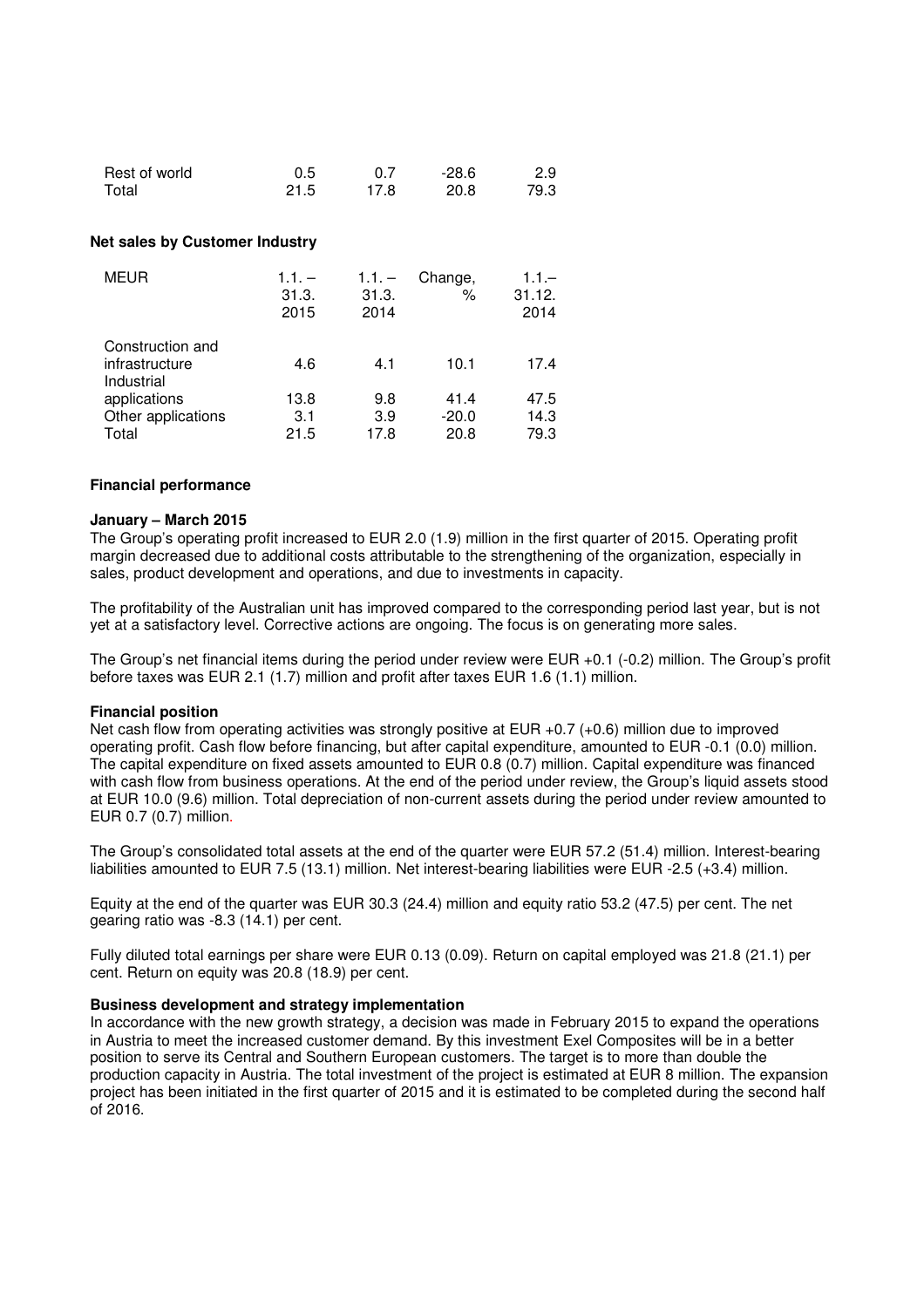| | | | | |
|---|---|---|---|---|
| Rest of world | 0.5 | 0.7 | -28.6 | 2.9 |
| Total | 21.5 | 17.8 | 20.8 | 79.3 |

**Net sales by Customer Industry**

| MEUR | 1.1. – 31.3. 2015 | 1.1. – 31.3. 2014 | Change, % | 1.1.– 31.12. 2014 |
|---|---|---|---|---|
| Construction and infrastructure | 4.6 | 4.1 | 10.1 | 17.4 |
| Industrial applications | 13.8 | 9.8 | 41.4 | 47.5 |
| Other applications | 3.1 | 3.9 | -20.0 | 14.3 |
| Total | 21.5 | 17.8 | 20.8 | 79.3 |

**Financial performance**

**January – March 2015**

The Group's operating profit increased to EUR 2.0 (1.9) million in the first quarter of 2015. Operating profit margin decreased due to additional costs attributable to the strengthening of the organization, especially in sales, product development and operations, and due to investments in capacity.

The profitability of the Australian unit has improved compared to the corresponding period last year, but is not yet at a satisfactory level. Corrective actions are ongoing. The focus is on generating more sales.

The Group's net financial items during the period under review were EUR +0.1 (-0.2) million. The Group's profit before taxes was EUR 2.1 (1.7) million and profit after taxes EUR 1.6 (1.1) million.

**Financial position**

Net cash flow from operating activities was strongly positive at EUR +0.7 (+0.6) million due to improved operating profit. Cash flow before financing, but after capital expenditure, amounted to EUR -0.1 (0.0) million. The capital expenditure on fixed assets amounted to EUR 0.8 (0.7) million. Capital expenditure was financed with cash flow from business operations. At the end of the period under review, the Group's liquid assets stood at EUR 10.0 (9.6) million. Total depreciation of non-current assets during the period under review amounted to EUR 0.7 (0.7) million.

The Group's consolidated total assets at the end of the quarter were EUR 57.2 (51.4) million. Interest-bearing liabilities amounted to EUR 7.5 (13.1) million. Net interest-bearing liabilities were EUR -2.5 (+3.4) million.

Equity at the end of the quarter was EUR 30.3 (24.4) million and equity ratio 53.2 (47.5) per cent. The net gearing ratio was -8.3 (14.1) per cent.

Fully diluted total earnings per share were EUR 0.13 (0.09). Return on capital employed was 21.8 (21.1) per cent. Return on equity was 20.8 (18.9) per cent.

**Business development and strategy implementation**

In accordance with the new growth strategy, a decision was made in February 2015 to expand the operations in Austria to meet the increased customer demand. By this investment Exel Composites will be in a better position to serve its Central and Southern European customers. The target is to more than double the production capacity in Austria. The total investment of the project is estimated at EUR 8 million. The expansion project has been initiated in the first quarter of 2015 and it is estimated to be completed during the second half of 2016.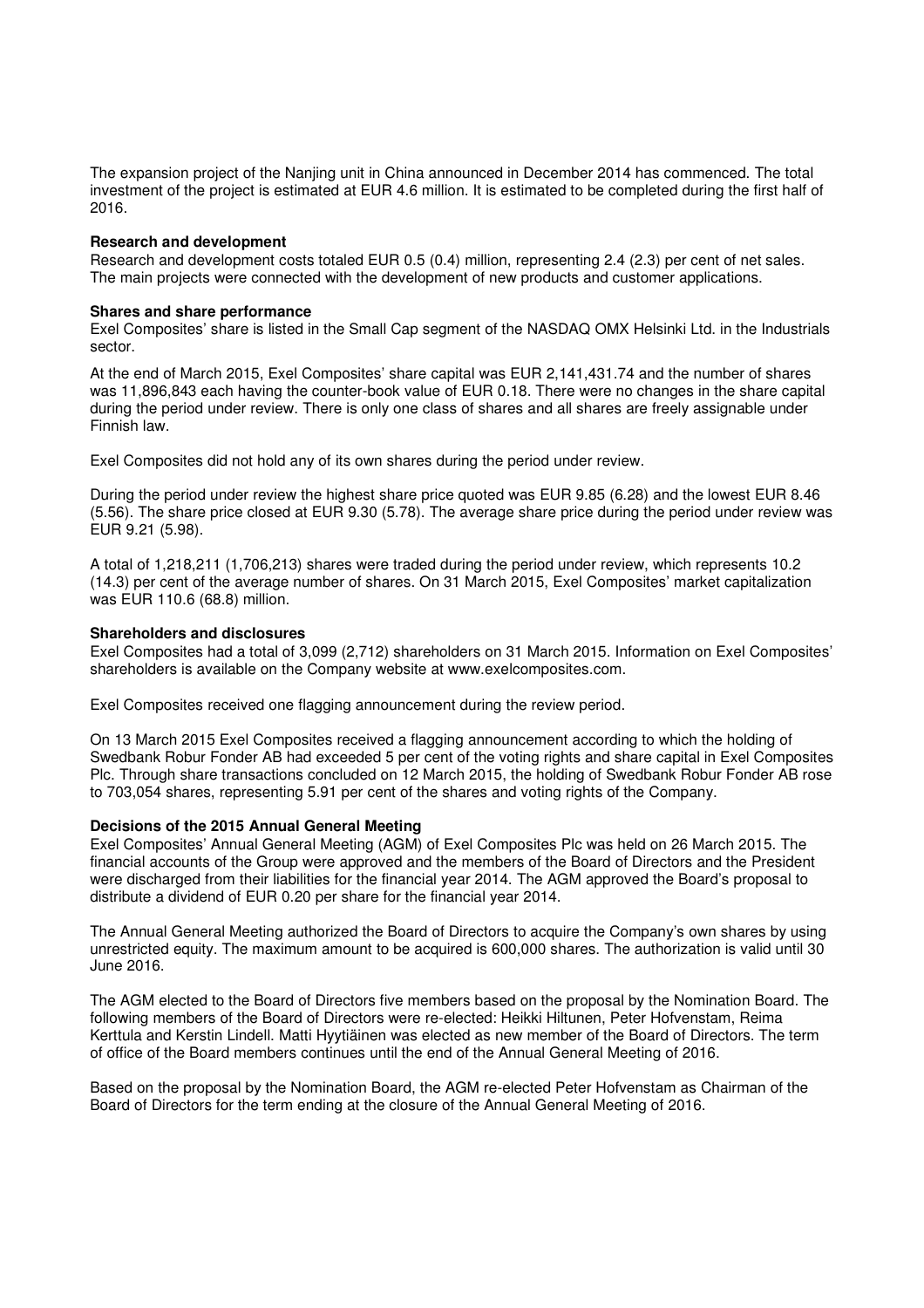The expansion project of the Nanjing unit in China announced in December 2014 has commenced. The total investment of the project is estimated at EUR 4.6 million. It is estimated to be completed during the first half of 2016.

**Research and development**

Research and development costs totaled EUR 0.5 (0.4) million, representing 2.4 (2.3) per cent of net sales. The main projects were connected with the development of new products and customer applications.

**Shares and share performance**

Exel Composites' share is listed in the Small Cap segment of the NASDAQ OMX Helsinki Ltd. in the Industrials sector.

At the end of March 2015, Exel Composites' share capital was EUR 2,141,431.74 and the number of shares was 11,896,843 each having the counter-book value of EUR 0.18. There were no changes in the share capital during the period under review. There is only one class of shares and all shares are freely assignable under Finnish law.

Exel Composites did not hold any of its own shares during the period under review.

During the period under review the highest share price quoted was EUR 9.85 (6.28) and the lowest EUR 8.46 (5.56). The share price closed at EUR 9.30 (5.78). The average share price during the period under review was EUR 9.21 (5.98).

A total of 1,218,211 (1,706,213) shares were traded during the period under review, which represents 10.2 (14.3) per cent of the average number of shares. On 31 March 2015, Exel Composites' market capitalization was EUR 110.6 (68.8) million.

**Shareholders and disclosures**

Exel Composites had a total of 3,099 (2,712) shareholders on 31 March 2015. Information on Exel Composites' shareholders is available on the Company website at www.exelcomposites.com.

Exel Composites received one flagging announcement during the review period.

On 13 March 2015 Exel Composites received a flagging announcement according to which the holding of Swedbank Robur Fonder AB had exceeded 5 per cent of the voting rights and share capital in Exel Composites Plc. Through share transactions concluded on 12 March 2015, the holding of Swedbank Robur Fonder AB rose to 703,054 shares, representing 5.91 per cent of the shares and voting rights of the Company.

**Decisions of the 2015 Annual General Meeting**

Exel Composites' Annual General Meeting (AGM) of Exel Composites Plc was held on 26 March 2015. The financial accounts of the Group were approved and the members of the Board of Directors and the President were discharged from their liabilities for the financial year 2014. The AGM approved the Board's proposal to distribute a dividend of EUR 0.20 per share for the financial year 2014.

The Annual General Meeting authorized the Board of Directors to acquire the Company's own shares by using unrestricted equity. The maximum amount to be acquired is 600,000 shares. The authorization is valid until 30 June 2016.

The AGM elected to the Board of Directors five members based on the proposal by the Nomination Board. The following members of the Board of Directors were re-elected: Heikki Hiltunen, Peter Hofvenstam, Reima Kerttula and Kerstin Lindell. Matti Hyytiäinen was elected as new member of the Board of Directors. The term of office of the Board members continues until the end of the Annual General Meeting of 2016.

Based on the proposal by the Nomination Board, the AGM re-elected Peter Hofvenstam as Chairman of the Board of Directors for the term ending at the closure of the Annual General Meeting of 2016.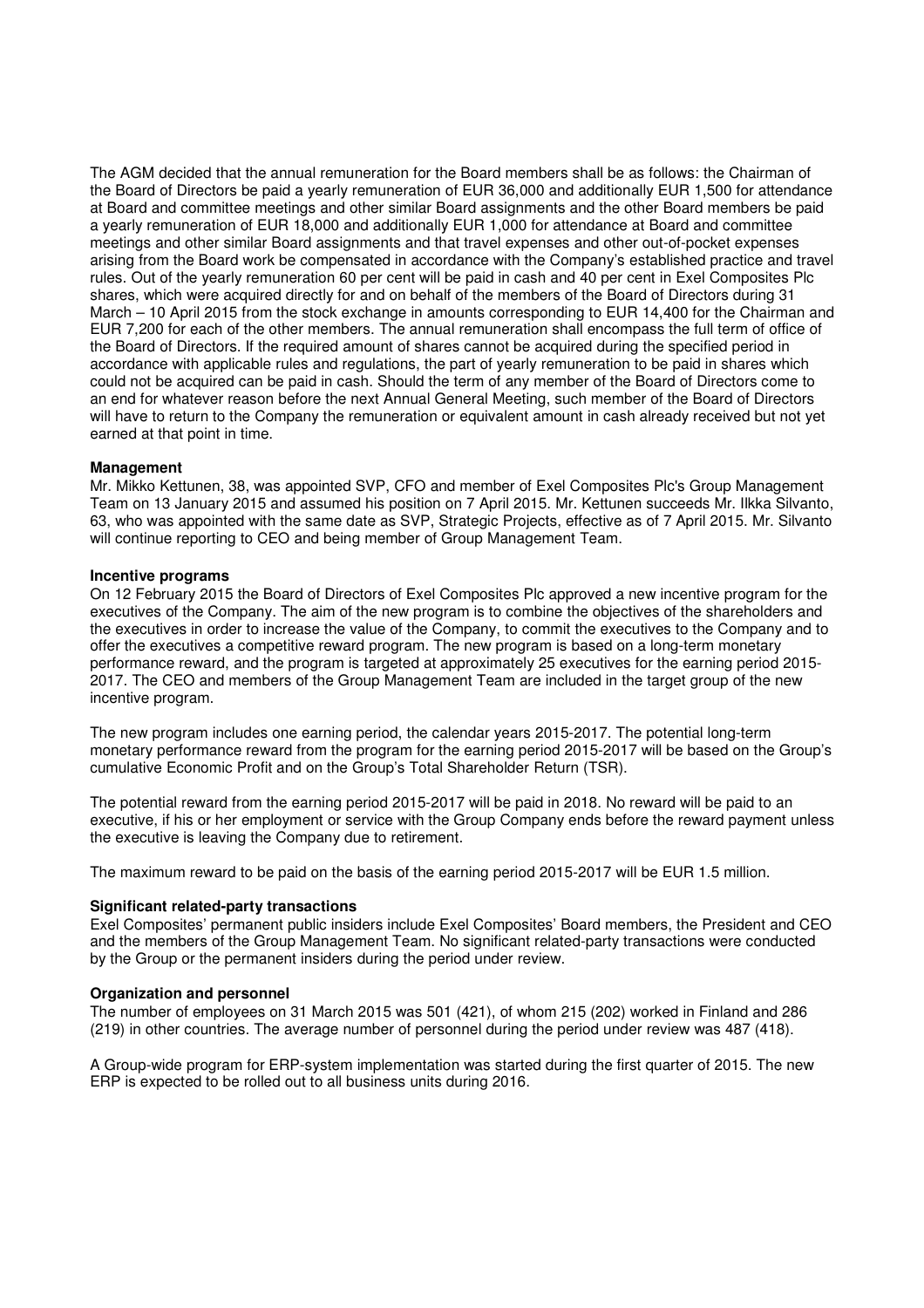The AGM decided that the annual remuneration for the Board members shall be as follows: the Chairman of the Board of Directors be paid a yearly remuneration of EUR 36,000 and additionally EUR 1,500 for attendance at Board and committee meetings and other similar Board assignments and the other Board members be paid a yearly remuneration of EUR 18,000 and additionally EUR 1,000 for attendance at Board and committee meetings and other similar Board assignments and that travel expenses and other out-of-pocket expenses arising from the Board work be compensated in accordance with the Company's established practice and travel rules. Out of the yearly remuneration 60 per cent will be paid in cash and 40 per cent in Exel Composites Plc shares, which were acquired directly for and on behalf of the members of the Board of Directors during 31 March – 10 April 2015 from the stock exchange in amounts corresponding to EUR 14,400 for the Chairman and EUR 7,200 for each of the other members. The annual remuneration shall encompass the full term of office of the Board of Directors. If the required amount of shares cannot be acquired during the specified period in accordance with applicable rules and regulations, the part of yearly remuneration to be paid in shares which could not be acquired can be paid in cash. Should the term of any member of the Board of Directors come to an end for whatever reason before the next Annual General Meeting, such member of the Board of Directors will have to return to the Company the remuneration or equivalent amount in cash already received but not yet earned at that point in time.

**Management**
Mr. Mikko Kettunen, 38, was appointed SVP, CFO and member of Exel Composites Plc's Group Management Team on 13 January 2015 and assumed his position on 7 April 2015. Mr. Kettunen succeeds Mr. Ilkka Silvanto, 63, who was appointed with the same date as SVP, Strategic Projects, effective as of 7 April 2015. Mr. Silvanto will continue reporting to CEO and being member of Group Management Team.

**Incentive programs**
On 12 February 2015 the Board of Directors of Exel Composites Plc approved a new incentive program for the executives of the Company. The aim of the new program is to combine the objectives of the shareholders and the executives in order to increase the value of the Company, to commit the executives to the Company and to offer the executives a competitive reward program. The new program is based on a long-term monetary performance reward, and the program is targeted at approximately 25 executives for the earning period 2015-2017. The CEO and members of the Group Management Team are included in the target group of the new incentive program.

The new program includes one earning period, the calendar years 2015-2017. The potential long-term monetary performance reward from the program for the earning period 2015-2017 will be based on the Group's cumulative Economic Profit and on the Group's Total Shareholder Return (TSR).

The potential reward from the earning period 2015-2017 will be paid in 2018. No reward will be paid to an executive, if his or her employment or service with the Group Company ends before the reward payment unless the executive is leaving the Company due to retirement.

The maximum reward to be paid on the basis of the earning period 2015-2017 will be EUR 1.5 million.

**Significant related-party transactions**
Exel Composites' permanent public insiders include Exel Composites' Board members, the President and CEO and the members of the Group Management Team. No significant related-party transactions were conducted by the Group or the permanent insiders during the period under review.

**Organization and personnel**
The number of employees on 31 March 2015 was 501 (421), of whom 215 (202) worked in Finland and 286 (219) in other countries. The average number of personnel during the period under review was 487 (418).

A Group-wide program for ERP-system implementation was started during the first quarter of 2015. The new ERP is expected to be rolled out to all business units during 2016.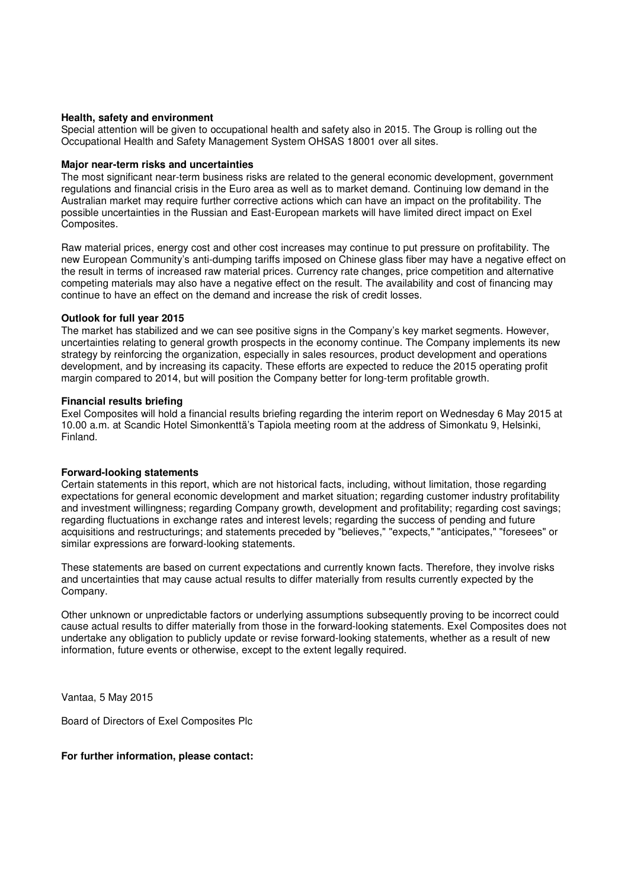**Health, safety and environment**

Special attention will be given to occupational health and safety also in 2015. The Group is rolling out the Occupational Health and Safety Management System OHSAS 18001 over all sites.

**Major near-term risks and uncertainties**

The most significant near-term business risks are related to the general economic development, government regulations and financial crisis in the Euro area as well as to market demand. Continuing low demand in the Australian market may require further corrective actions which can have an impact on the profitability. The possible uncertainties in the Russian and East-European markets will have limited direct impact on Exel Composites.

Raw material prices, energy cost and other cost increases may continue to put pressure on profitability. The new European Community's anti-dumping tariffs imposed on Chinese glass fiber may have a negative effect on the result in terms of increased raw material prices. Currency rate changes, price competition and alternative competing materials may also have a negative effect on the result. The availability and cost of financing may continue to have an effect on the demand and increase the risk of credit losses.

**Outlook for full year 2015**

The market has stabilized and we can see positive signs in the Company's key market segments. However, uncertainties relating to general growth prospects in the economy continue. The Company implements its new strategy by reinforcing the organization, especially in sales resources, product development and operations development, and by increasing its capacity. These efforts are expected to reduce the 2015 operating profit margin compared to 2014, but will position the Company better for long-term profitable growth.

**Financial results briefing**

Exel Composites will hold a financial results briefing regarding the interim report on Wednesday 6 May 2015 at 10.00 a.m. at Scandic Hotel Simonkenttä's Tapiola meeting room at the address of Simonkatu 9, Helsinki, Finland.

**Forward-looking statements**

Certain statements in this report, which are not historical facts, including, without limitation, those regarding expectations for general economic development and market situation; regarding customer industry profitability and investment willingness; regarding Company growth, development and profitability; regarding cost savings; regarding fluctuations in exchange rates and interest levels; regarding the success of pending and future acquisitions and restructurings; and statements preceded by "believes," "expects," "anticipates," "foresees" or similar expressions are forward-looking statements.

These statements are based on current expectations and currently known facts. Therefore, they involve risks and uncertainties that may cause actual results to differ materially from results currently expected by the Company.

Other unknown or unpredictable factors or underlying assumptions subsequently proving to be incorrect could cause actual results to differ materially from those in the forward-looking statements. Exel Composites does not undertake any obligation to publicly update or revise forward-looking statements, whether as a result of new information, future events or otherwise, except to the extent legally required.

Vantaa, 5 May 2015

Board of Directors of Exel Composites Plc

**For further information, please contact:**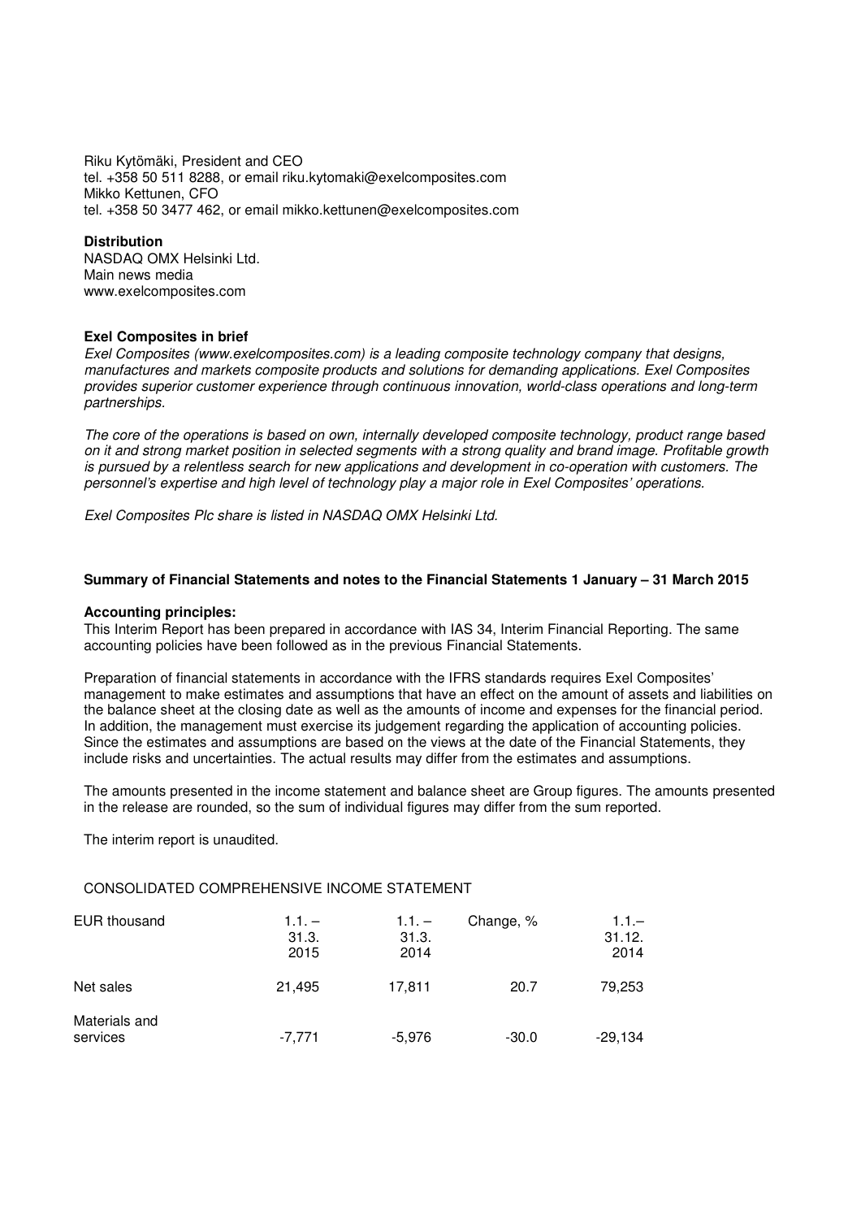Riku Kytömäki, President and CEO
tel. +358 50 511 8288, or email riku.kytomaki@exelcomposites.com
Mikko Kettunen, CFO
tel. +358 50 3477 462, or email mikko.kettunen@exelcomposites.com

**Distribution**
NASDAQ OMX Helsinki Ltd.
Main news media
www.exelcomposites.com

**Exel Composites in brief**

*Exel Composites (www.exelcomposites.com) is a leading composite technology company that designs, manufactures and markets composite products and solutions for demanding applications. Exel Composites provides superior customer experience through continuous innovation, world-class operations and long-term partnerships.*

*The core of the operations is based on own, internally developed composite technology, product range based on it and strong market position in selected segments with a strong quality and brand image. Profitable growth is pursued by a relentless search for new applications and development in co-operation with customers. The personnel's expertise and high level of technology play a major role in Exel Composites' operations.*

*Exel Composites Plc share is listed in NASDAQ OMX Helsinki Ltd.*

**Summary of Financial Statements and notes to the Financial Statements 1 January – 31 March 2015**

**Accounting principles:**
This Interim Report has been prepared in accordance with IAS 34, Interim Financial Reporting. The same accounting policies have been followed as in the previous Financial Statements.

Preparation of financial statements in accordance with the IFRS standards requires Exel Composites' management to make estimates and assumptions that have an effect on the amount of assets and liabilities on the balance sheet at the closing date as well as the amounts of income and expenses for the financial period. In addition, the management must exercise its judgement regarding the application of accounting policies. Since the estimates and assumptions are based on the views at the date of the Financial Statements, they include risks and uncertainties. The actual results may differ from the estimates and assumptions.

The amounts presented in the income statement and balance sheet are Group figures. The amounts presented in the release are rounded, so the sum of individual figures may differ from the sum reported.

The interim report is unaudited.

CONSOLIDATED COMPREHENSIVE INCOME STATEMENT

| EUR thousand | 1.1. – 31.3. 2015 | 1.1. – 31.3. 2014 | Change, % | 1.1.– 31.12. 2014 |
|---|---|---|---|---|
| Net sales | 21,495 | 17,811 | 20.7 | 79,253 |
| Materials and services | -7,771 | -5,976 | -30.0 | -29,134 |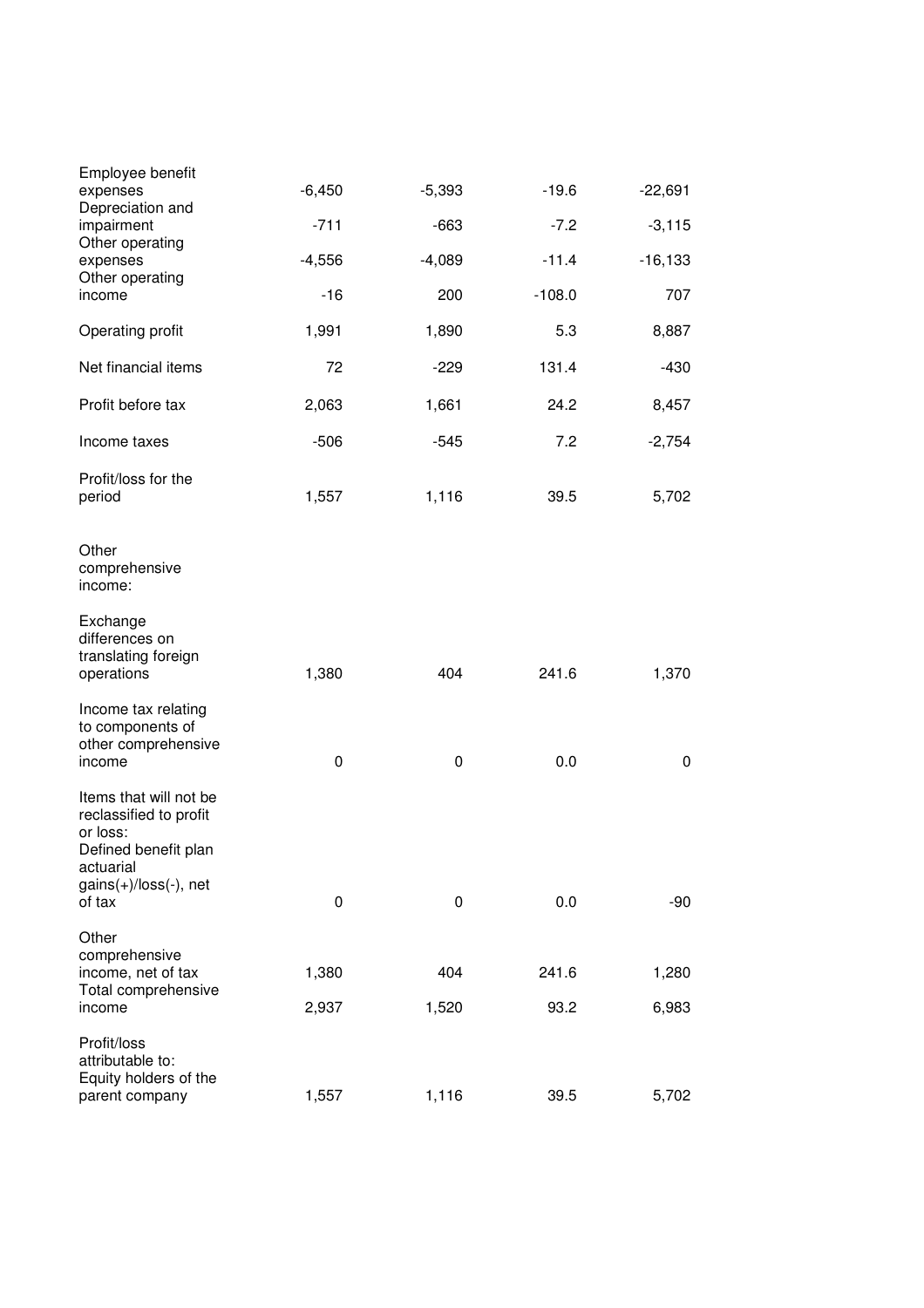| | | | | |
|---|---|---|---|---|
| Employee benefit expenses | -6,450 | -5,393 | -19.6 | -22,691 |
| Depreciation and impairment | -711 | -663 | -7.2 | -3,115 |
| Other operating expenses | -4,556 | -4,089 | -11.4 | -16,133 |
| Other operating income | -16 | 200 | -108.0 | 707 |
| Operating profit | 1,991 | 1,890 | 5.3 | 8,887 |
| Net financial items | 72 | -229 | 131.4 | -430 |
| Profit before tax | 2,063 | 1,661 | 24.2 | 8,457 |
| Income taxes | -506 | -545 | 7.2 | -2,754 |
| Profit/loss for the period | 1,557 | 1,116 | 39.5 | 5,702 |
| Other comprehensive income: | | | | |
| Exchange differences on translating foreign operations | 1,380 | 404 | 241.6 | 1,370 |
| Income tax relating to components of other comprehensive income | 0 | 0 | 0.0 | 0 |
| Items that will not be reclassified to profit or loss: Defined benefit plan actuarial gains(+)/loss(-), net of tax | 0 | 0 | 0.0 | -90 |
| Other comprehensive income, net of tax | 1,380 | 404 | 241.6 | 1,280 |
| Total comprehensive income | 2,937 | 1,520 | 93.2 | 6,983 |
| Profit/loss attributable to: Equity holders of the parent company | 1,557 | 1,116 | 39.5 | 5,702 |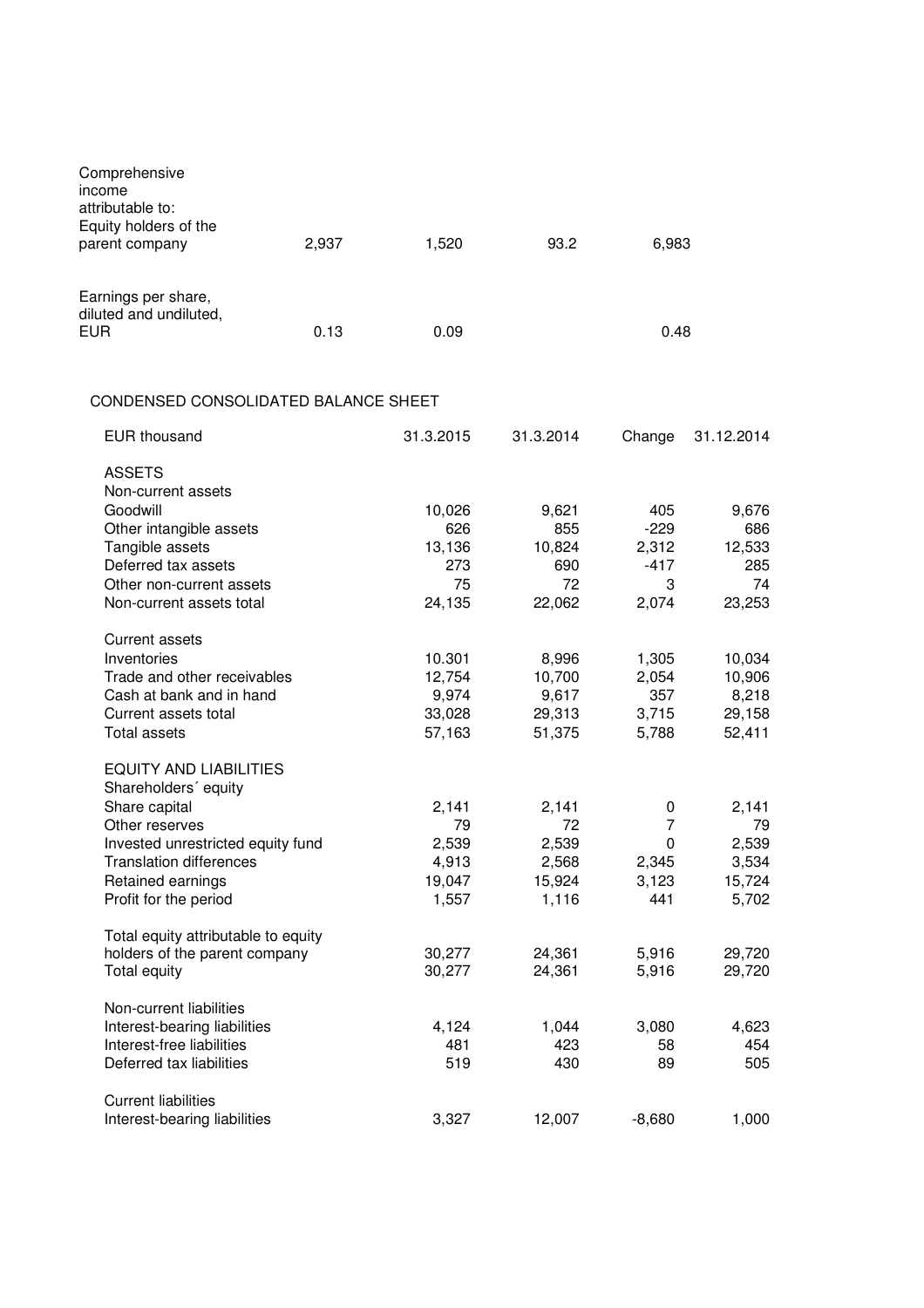| | | | | |
|---|---|---|---|---|
| Comprehensive income attributable to: Equity holders of the parent company | 2,937 | 1,520 | 93.2 | 6,983 |
| Earnings per share, diluted and undiluted, EUR | 0.13 | 0.09 | | 0.48 |

## CONDENSED CONSOLIDATED BALANCE SHEET

| EUR thousand | 31.3.2015 | 31.3.2014 | Change | 31.12.2014 |
|---|---|---|---|---|
| **ASSETS** | | | | |
| Non-current assets | | | | |
| Goodwill | 10,026 | 9,621 | 405 | 9,676 |
| Other intangible assets | 626 | 855 | -229 | 686 |
| Tangible assets | 13,136 | 10,824 | 2,312 | 12,533 |
| Deferred tax assets | 273 | 690 | -417 | 285 |
| Other non-current assets | 75 | 72 | 3 | 74 |
| Non-current assets total | 24,135 | 22,062 | 2,074 | 23,253 |
| Current assets | | | | |
| Inventories | 10.301 | 8,996 | 1,305 | 10,034 |
| Trade and other receivables | 12,754 | 10,700 | 2,054 | 10,906 |
| Cash at bank and in hand | 9,974 | 9,617 | 357 | 8,218 |
| Current assets total | 33,028 | 29,313 | 3,715 | 29,158 |
| Total assets | 57,163 | 51,375 | 5,788 | 52,411 |
| **EQUITY AND LIABILITIES** | | | | |
| Shareholders´ equity | | | | |
| Share capital | 2,141 | 2,141 | 0 | 2,141 |
| Other reserves | 79 | 72 | 7 | 79 |
| Invested unrestricted equity fund | 2,539 | 2,539 | 0 | 2,539 |
| Translation differences | 4,913 | 2,568 | 2,345 | 3,534 |
| Retained earnings | 19,047 | 15,924 | 3,123 | 15,724 |
| Profit for the period | 1,557 | 1,116 | 441 | 5,702 |
| Total equity attributable to equity holders of the parent company | 30,277 | 24,361 | 5,916 | 29,720 |
| Total equity | 30,277 | 24,361 | 5,916 | 29,720 |
| Non-current liabilities | | | | |
| Interest-bearing liabilities | 4,124 | 1,044 | 3,080 | 4,623 |
| Interest-free liabilities | 481 | 423 | 58 | 454 |
| Deferred tax liabilities | 519 | 430 | 89 | 505 |
| Current liabilities | | | | |
| Interest-bearing liabilities | 3,327 | 12,007 | -8,680 | 1,000 |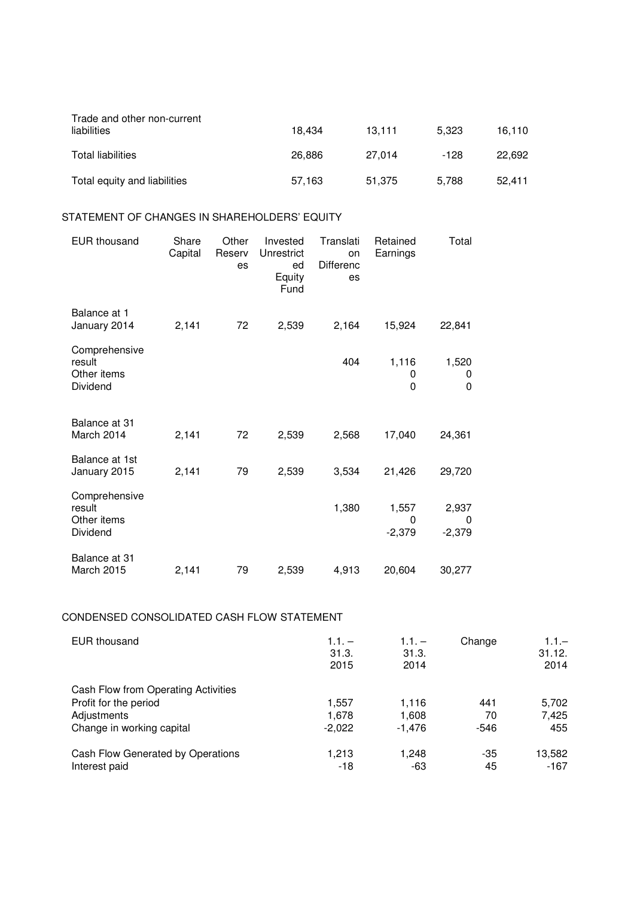| | | | | |
|---|---|---|---|---|
| Trade and other non-current liabilities | 18,434 | 13,111 | 5,323 | 16,110 |
| Total liabilities | 26,886 | 27,014 | -128 | 22,692 |
| Total equity and liabilities | 57,163 | 51,375 | 5,788 | 52,411 |

STATEMENT OF CHANGES IN SHAREHOLDERS' EQUITY

| EUR thousand | Share Capital | Other Reserves | Invested Unrestricted Equity Fund | Translation Differences | Retained Earnings | Total |
|---|---|---|---|---|---|---|
| Balance at 1 January 2014 | 2,141 | 72 | 2,539 | 2,164 | 15,924 | 22,841 |
| Comprehensive result | | | | 404 | 1,116 | 1,520 |
| Other items | | | | | 0 | 0 |
| Dividend | | | | | 0 | 0 |
| Balance at 31 March 2014 | 2,141 | 72 | 2,539 | 2,568 | 17,040 | 24,361 |
| Balance at 1st January 2015 | 2,141 | 79 | 2,539 | 3,534 | 21,426 | 29,720 |
| Comprehensive result | | | | 1,380 | 1,557 | 2,937 |
| Other items | | | | | 0 | 0 |
| Dividend | | | | | -2,379 | -2,379 |
| Balance at 31 March 2015 | 2,141 | 79 | 2,539 | 4,913 | 20,604 | 30,277 |

CONDENSED CONSOLIDATED CASH FLOW STATEMENT

| EUR thousand | 1.1. – 31.3. 2015 | 1.1. – 31.3. 2014 | Change | 1.1.– 31.12. 2014 |
|---|---|---|---|---|
| Cash Flow from Operating Activities | | | | |
| Profit for the period | 1,557 | 1,116 | 441 | 5,702 |
| Adjustments | 1,678 | 1,608 | 70 | 7,425 |
| Change in working capital | -2,022 | -1,476 | -546 | 455 |
| Cash Flow Generated by Operations | 1,213 | 1,248 | -35 | 13,582 |
| Interest paid | -18 | -63 | 45 | -167 |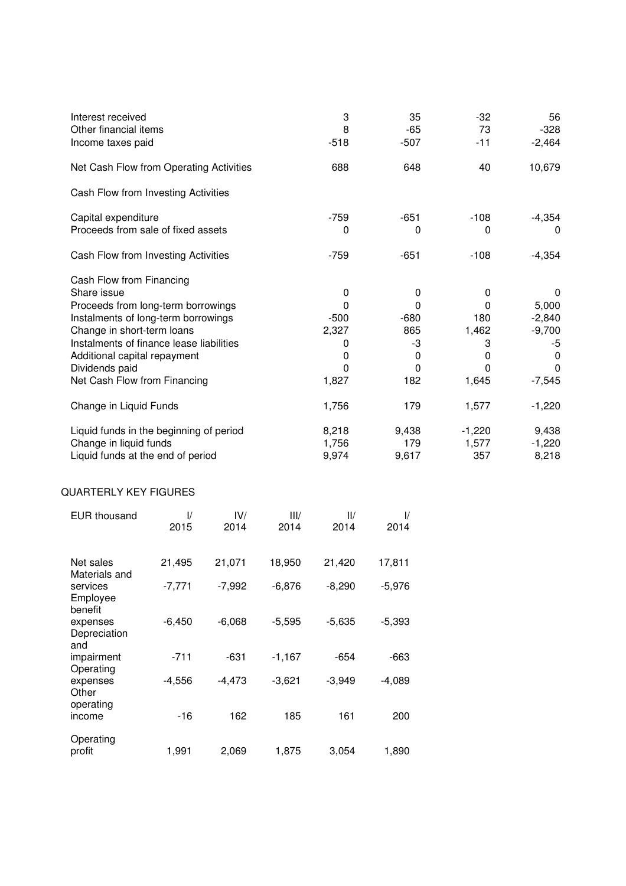| | | | | |
|---|---|---|---|---|
| Interest received | 3 | 35 | -32 | 56 |
| Other financial items | 8 | -65 | 73 | -328 |
| Income taxes paid | -518 | -507 | -11 | -2,464 |
| Net Cash Flow from Operating Activities | 688 | 648 | 40 | 10,679 |
| Cash Flow from Investing Activities | | | | |
| Capital expenditure | -759 | -651 | -108 | -4,354 |
| Proceeds from sale of fixed assets | 0 | 0 | 0 | 0 |
| Cash Flow from Investing Activities | -759 | -651 | -108 | -4,354 |
| Cash Flow from Financing | | | | |
| Share issue | 0 | 0 | 0 | 0 |
| Proceeds from long-term borrowings | 0 | 0 | 0 | 5,000 |
| Instalments of long-term borrowings | -500 | -680 | 180 | -2,840 |
| Change in short-term loans | 2,327 | 865 | 1,462 | -9,700 |
| Instalments of finance lease liabilities | 0 | -3 | 3 | -5 |
| Additional capital repayment | 0 | 0 | 0 | 0 |
| Dividends paid | 0 | 0 | 0 | 0 |
| Net Cash Flow from Financing | 1,827 | 182 | 1,645 | -7,545 |
| Change in Liquid Funds | 1,756 | 179 | 1,577 | -1,220 |
| Liquid funds in the beginning of period | 8,218 | 9,438 | -1,220 | 9,438 |
| Change in liquid funds | 1,756 | 179 | 1,577 | -1,220 |
| Liquid funds at the end of period | 9,974 | 9,617 | 357 | 8,218 |

QUARTERLY KEY FIGURES

| EUR thousand | I/ 2015 | IV/ 2014 | III/ 2014 | II/ 2014 | I/ 2014 |
|---|---|---|---|---|---|
| Net sales | 21,495 | 21,071 | 18,950 | 21,420 | 17,811 |
| Materials and services | -7,771 | -7,992 | -6,876 | -8,290 | -5,976 |
| Employee benefit expenses | -6,450 | -6,068 | -5,595 | -5,635 | -5,393 |
| Depreciation and impairment | -711 | -631 | -1,167 | -654 | -663 |
| Operating expenses | -4,556 | -4,473 | -3,621 | -3,949 | -4,089 |
| Other operating income | -16 | 162 | 185 | 161 | 200 |
| Operating profit | 1,991 | 2,069 | 1,875 | 3,054 | 1,890 |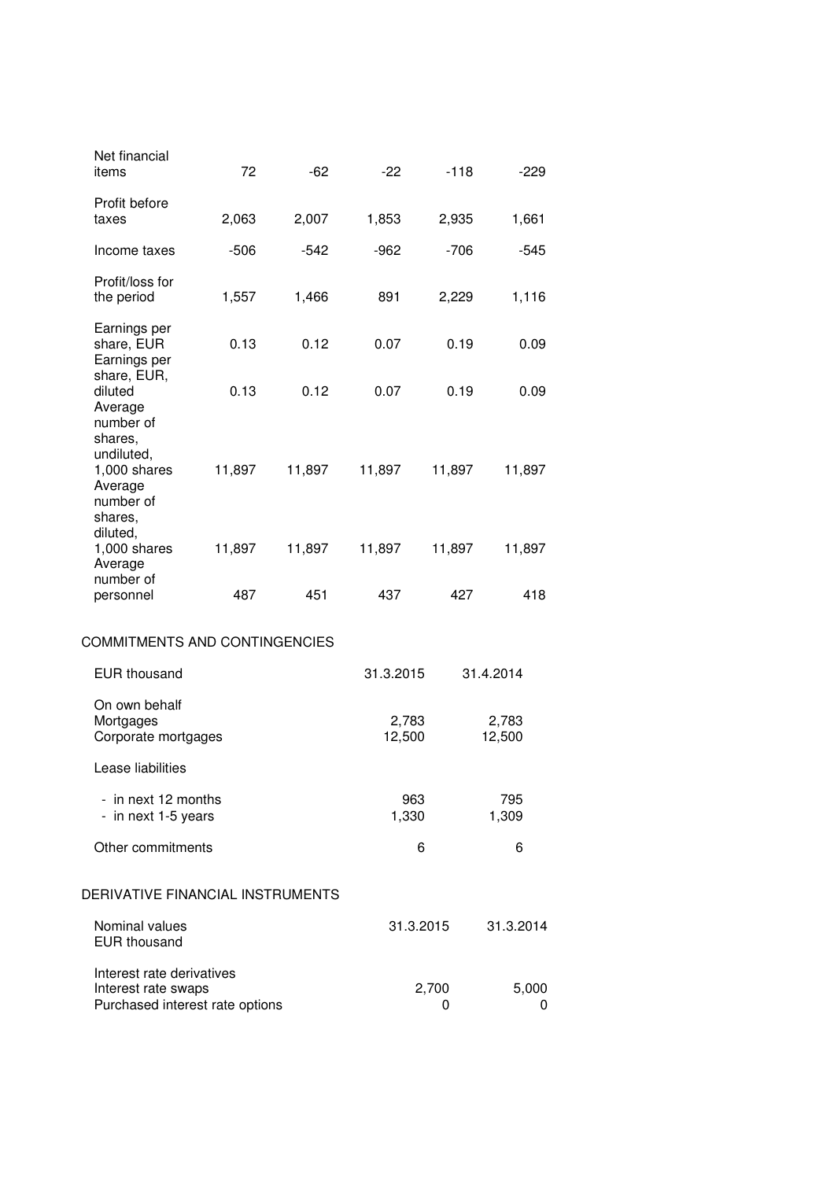| | | | | | |
|---|---|---|---|---|---|
| Net financial items | 72 | -62 | -22 | -118 | -229 |
| Profit before taxes | 2,063 | 2,007 | 1,853 | 2,935 | 1,661 |
| Income taxes | -506 | -542 | -962 | -706 | -545 |
| Profit/loss for the period | 1,557 | 1,466 | 891 | 2,229 | 1,116 |
| Earnings per share, EUR | 0.13 | 0.12 | 0.07 | 0.19 | 0.09 |
| Earnings per share, EUR, diluted | 0.13 | 0.12 | 0.07 | 0.19 | 0.09 |
| Average number of shares, undiluted, 1,000 shares | 11,897 | 11,897 | 11,897 | 11,897 | 11,897 |
| Average number of shares, diluted, 1,000 shares | 11,897 | 11,897 | 11,897 | 11,897 | 11,897 |
| Average number of personnel | 487 | 451 | 437 | 427 | 418 |

## COMMITMENTS AND CONTINGENCIES

| EUR thousand | 31.3.2015 | 31.4.2014 |
|---|---|---|
| On own behalf | | |
| Mortgages | 2,783 | 2,783 |
| Corporate mortgages | 12,500 | 12,500 |
| Lease liabilities | | |
| - in next 12 months | 963 | 795 |
| - in next 1-5 years | 1,330 | 1,309 |
| Other commitments | 6 | 6 |

## DERIVATIVE FINANCIAL INSTRUMENTS

| Nominal values EUR thousand | 31.3.2015 | 31.3.2014 |
|---|---|---|
| Interest rate derivatives | | |
| Interest rate swaps | 2,700 | 5,000 |
| Purchased interest rate options | 0 | 0 |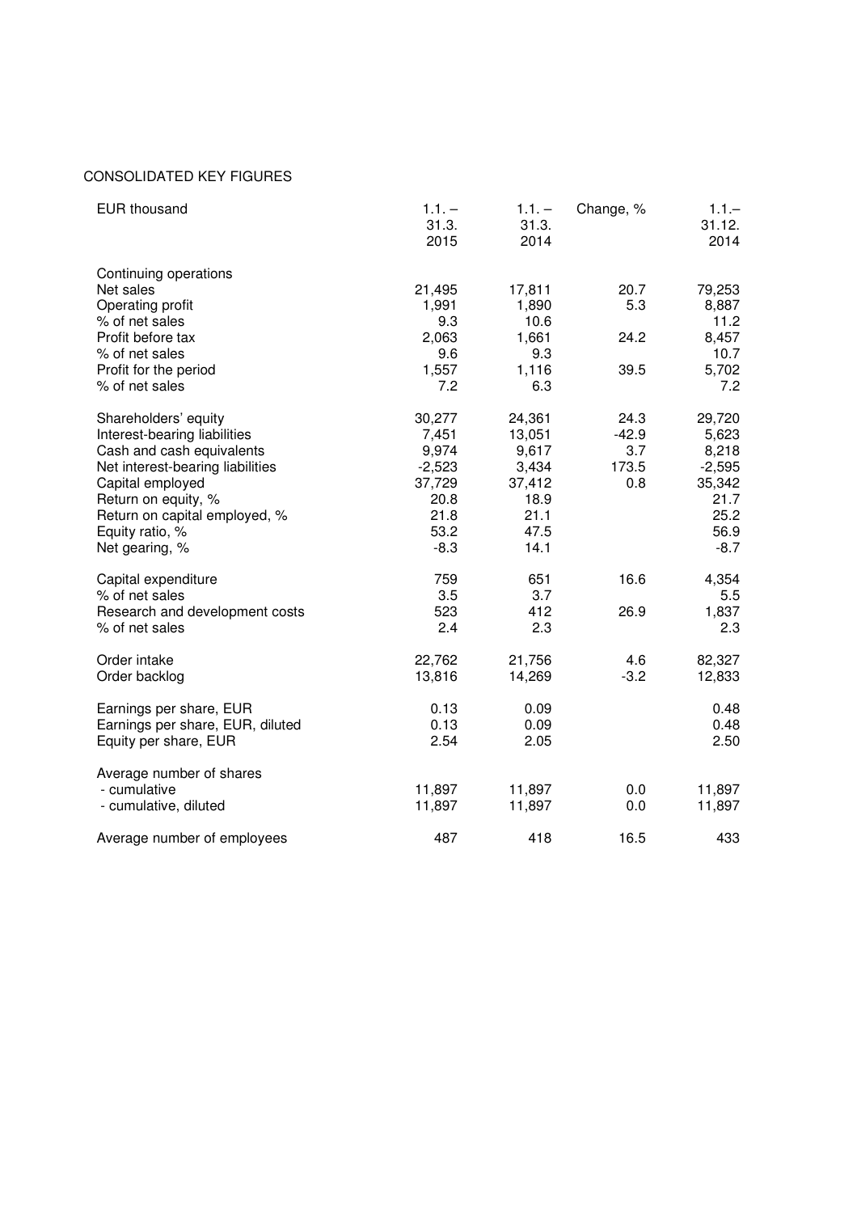CONSOLIDATED KEY FIGURES

| EUR thousand | 1.1. – 31.3. 2015 | 1.1. – 31.3. 2014 | Change, % | 1.1.– 31.12. 2014 |
|---|---|---|---|---|
| Continuing operations | | | | |
| Net sales | 21,495 | 17,811 | 20.7 | 79,253 |
| Operating profit | 1,991 | 1,890 | 5.3 | 8,887 |
| % of net sales | 9.3 | 10.6 | | 11.2 |
| Profit before tax | 2,063 | 1,661 | 24.2 | 8,457 |
| % of net sales | 9.6 | 9.3 | | 10.7 |
| Profit for the period | 1,557 | 1,116 | 39.5 | 5,702 |
| % of net sales | 7.2 | 6.3 | | 7.2 |
| Shareholders' equity | 30,277 | 24,361 | 24.3 | 29,720 |
| Interest-bearing liabilities | 7,451 | 13,051 | -42.9 | 5,623 |
| Cash and cash equivalents | 9,974 | 9,617 | 3.7 | 8,218 |
| Net interest-bearing liabilities | -2,523 | 3,434 | 173.5 | -2,595 |
| Capital employed | 37,729 | 37,412 | 0.8 | 35,342 |
| Return on equity, % | 20.8 | 18.9 | | 21.7 |
| Return on capital employed, % | 21.8 | 21.1 | | 25.2 |
| Equity ratio, % | 53.2 | 47.5 | | 56.9 |
| Net gearing, % | -8.3 | 14.1 | | -8.7 |
| Capital expenditure | 759 | 651 | 16.6 | 4,354 |
| % of net sales | 3.5 | 3.7 | | 5.5 |
| Research and development costs | 523 | 412 | 26.9 | 1,837 |
| % of net sales | 2.4 | 2.3 | | 2.3 |
| Order intake | 22,762 | 21,756 | 4.6 | 82,327 |
| Order backlog | 13,816 | 14,269 | -3.2 | 12,833 |
| Earnings per share, EUR | 0.13 | 0.09 | | 0.48 |
| Earnings per share, EUR, diluted | 0.13 | 0.09 | | 0.48 |
| Equity per share, EUR | 2.54 | 2.05 | | 2.50 |
| Average number of shares | | | | |
| - cumulative | 11,897 | 11,897 | 0.0 | 11,897 |
| - cumulative, diluted | 11,897 | 11,897 | 0.0 | 11,897 |
| Average number of employees | 487 | 418 | 16.5 | 433 |